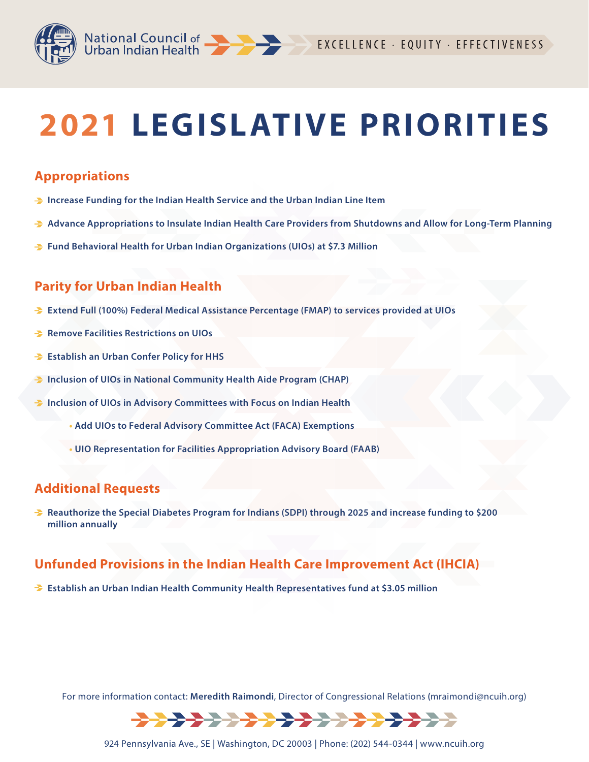National Council of Urban Indian Health

EXCELLENCE · EQUITY · EFFECTIVENESS

# 2021 LEGISLATIVE PRIORITIES

## Appropriations

- **Increase Funding for the Indian Health Service and the Urban Indian Line Item**
- **Advance Appropriations to Insulate Indian Health Care Providers from Shutdowns and Allow for Long-Term Planning**
- **Fund Behavioral Health for Urban Indian Organizations (UIOs) at $7.3 Million**

## Parity for Urban Indian Health

- **Extend Full (100%) Federal Medical Assistance Percentage (FMAP) to services provided at UIOs**
- **Remove Facilities Restrictions on UIOs**
- **Establish an Urban Confer Policy for HHS**
- **Inclusion of UIOs in National Community Health Aide Program (CHAP)**
- **Inclusion of UIOs in Advisory Committees with Focus on Indian Health**
  - **Add UIOs to Federal Advisory Committee Act (FACA) Exemptions**
  - **UIO Representation for Facilities Appropriation Advisory Board (FAAB)**

## Additional Requests

- **Reauthorize the Special Diabetes Program for Indians (SDPI) through 2025 and increase funding to $200 million annually**

## Unfunded Provisions in the Indian Health Care Improvement Act (IHCIA)

- **Establish an Urban Indian Health Community Health Representatives fund at $3.05 million**

For more information contact: **Meredith Raimondi**, Director of Congressional Relations (mraimondi@ncuih.org)

924 Pennsylvania Ave., SE | Washington, DC 20003 | Phone: (202) 544-0344 | www.ncuih.org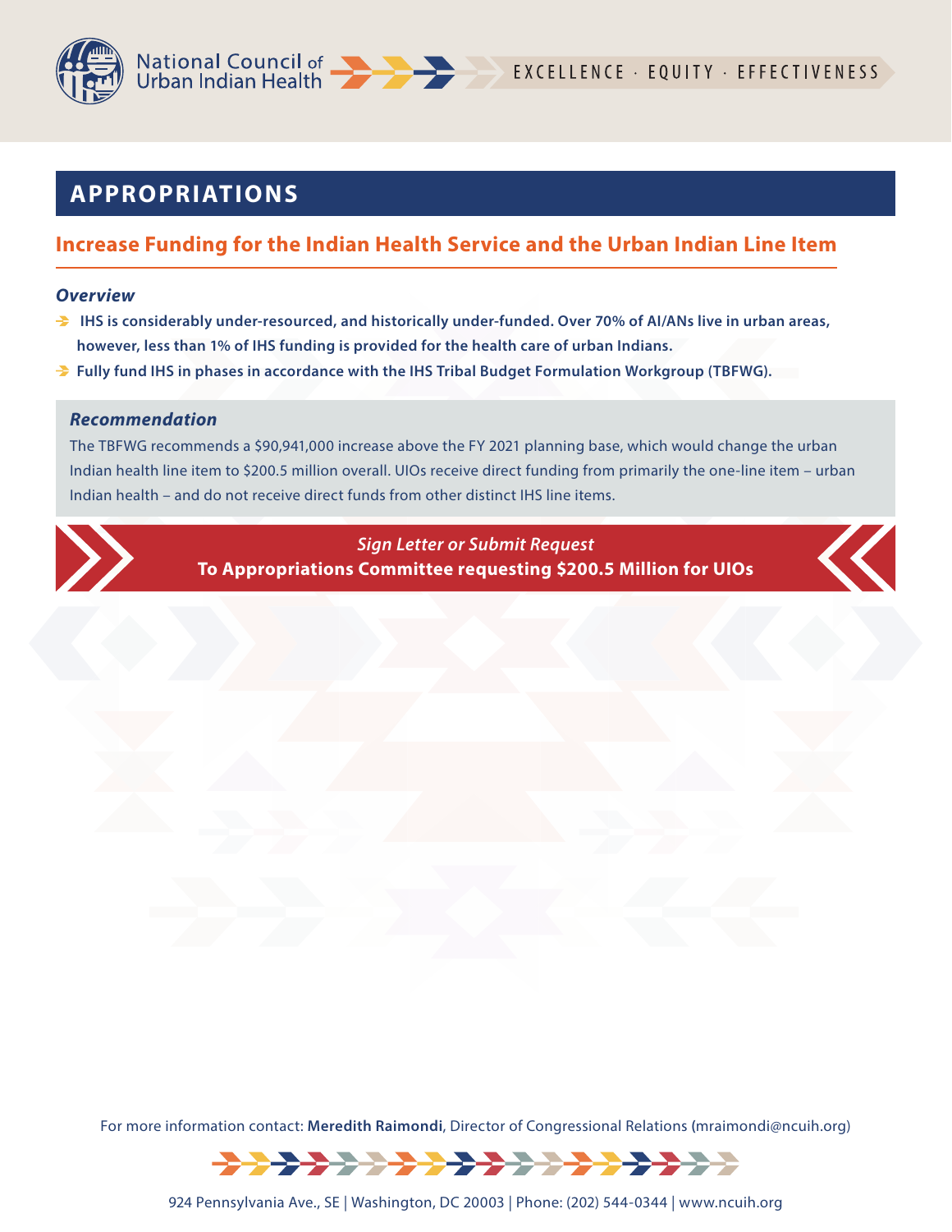National Council of Urban Indian Health

EXCELLENCE · EQUITY · EFFECTIVENESS

# APPROPRIATIONS

## Increase Funding for the Indian Health Service and the Urban Indian Line Item

### *Overview*

- **IHS is considerably under-resourced, and historically under-funded. Over 70% of AI/ANs live in urban areas, however, less than 1% of IHS funding is provided for the health care of urban Indians.**
- **Fully fund IHS in phases in accordance with the IHS Tribal Budget Formulation Workgroup (TBFWG).**

### *Recommendation*

The TBFWG recommends a $90,941,000 increase above the FY 2021 planning base, which would change the urban Indian health line item to $200.5 million overall. UIOs receive direct funding from primarily the one-line item – urban Indian health – and do not receive direct funds from other distinct IHS line items.

*Sign Letter or Submit Request*

**To Appropriations Committee requesting $200.5 Million for UIOs**

For more information contact: **Meredith Raimondi**, Director of Congressional Relations (mraimondi@ncuih.org)

924 Pennsylvania Ave., SE | Washington, DC 20003 | Phone: (202) 544-0344 | www.ncuih.org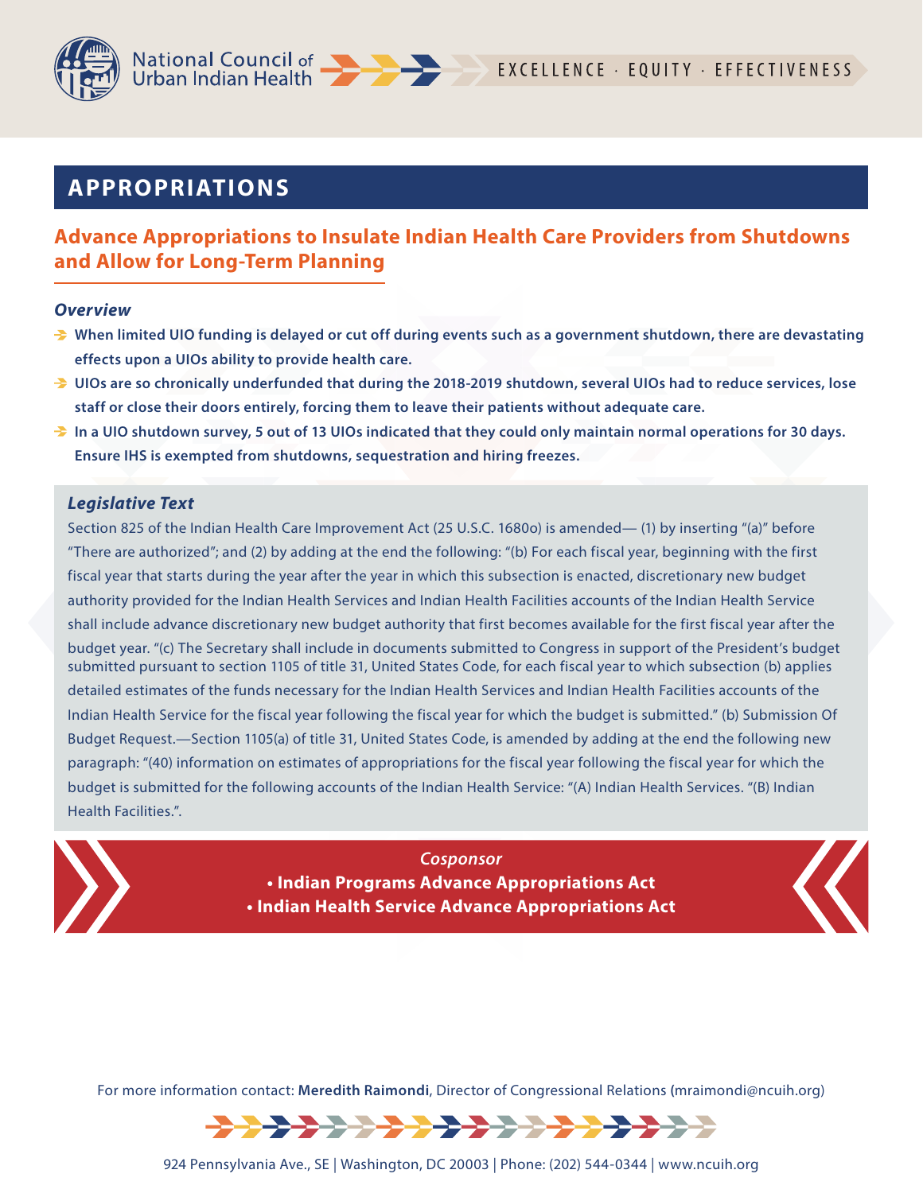# APPROPRIATIONS

## Advance Appropriations to Insulate Indian Health Care Providers from Shutdowns and Allow for Long-Term Planning

### *Overview*

- **When limited UIO funding is delayed or cut off during events such as a government shutdown, there are devastating effects upon a UIOs ability to provide health care.**
- **UIOs are so chronically underfunded that during the 2018-2019 shutdown, several UIOs had to reduce services, lose staff or close their doors entirely, forcing them to leave their patients without adequate care.**
- **In a UIO shutdown survey, 5 out of 13 UIOs indicated that they could only maintain normal operations for 30 days. Ensure IHS is exempted from shutdowns, sequestration and hiring freezes.**

### *Legislative Text*

Section 825 of the Indian Health Care Improvement Act (25 U.S.C. 1680o) is amended— (1) by inserting "(a)" before "There are authorized"; and (2) by adding at the end the following: "(b) For each fiscal year, beginning with the first fiscal year that starts during the year after the year in which this subsection is enacted, discretionary new budget authority provided for the Indian Health Services and Indian Health Facilities accounts of the Indian Health Service shall include advance discretionary new budget authority that first becomes available for the first fiscal year after the budget year. "(c) The Secretary shall include in documents submitted to Congress in support of the President's budget submitted pursuant to section 1105 of title 31, United States Code, for each fiscal year to which subsection (b) applies detailed estimates of the funds necessary for the Indian Health Services and Indian Health Facilities accounts of the Indian Health Service for the fiscal year following the fiscal year for which the budget is submitted." (b) Submission Of Budget Request.—Section 1105(a) of title 31, United States Code, is amended by adding at the end the following new paragraph: "(40) information on estimates of appropriations for the fiscal year following the fiscal year for which the budget is submitted for the following accounts of the Indian Health Service: "(A) Indian Health Services. "(B) Indian Health Facilities.".

*Cosponsor*

- **Indian Programs Advance Appropriations Act**
- **Indian Health Service Advance Appropriations Act**

For more information contact: **Meredith Raimondi**, Director of Congressional Relations (mraimondi@ncuih.org)

924 Pennsylvania Ave., SE | Washington, DC 20003 | Phone: (202) 544-0344 | www.ncuih.org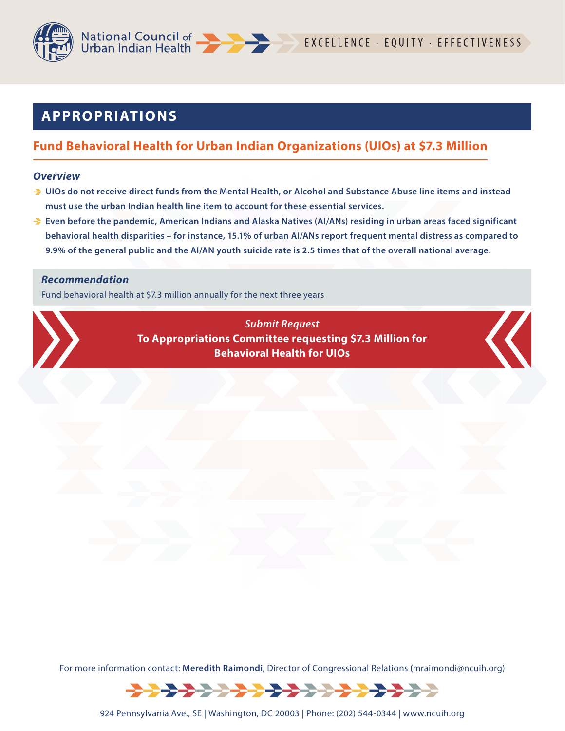## APPROPRIATIONS

### Fund Behavioral Health for Urban Indian Organizations (UIOs) at $7.3 Million

***Overview***

- **UIOs do not receive direct funds from the Mental Health, or Alcohol and Substance Abuse line items and instead must use the urban Indian health line item to account for these essential services.**
- **Even before the pandemic, American Indians and Alaska Natives (AI/ANs) residing in urban areas faced significant behavioral health disparities – for instance, 15.1% of urban AI/ANs report frequent mental distress as compared to 9.9% of the general public and the AI/AN youth suicide rate is 2.5 times that of the overall national average.**

***Recommendation***

Fund behavioral health at $7.3 million annually for the next three years

*Submit Request*

**To Appropriations Committee requesting $7.3 Million for Behavioral Health for UIOs**

For more information contact: **Meredith Raimondi**, Director of Congressional Relations (mraimondi@ncuih.org)

924 Pennsylvania Ave., SE | Washington, DC 20003 | Phone: (202) 544-0344 | www.ncuih.org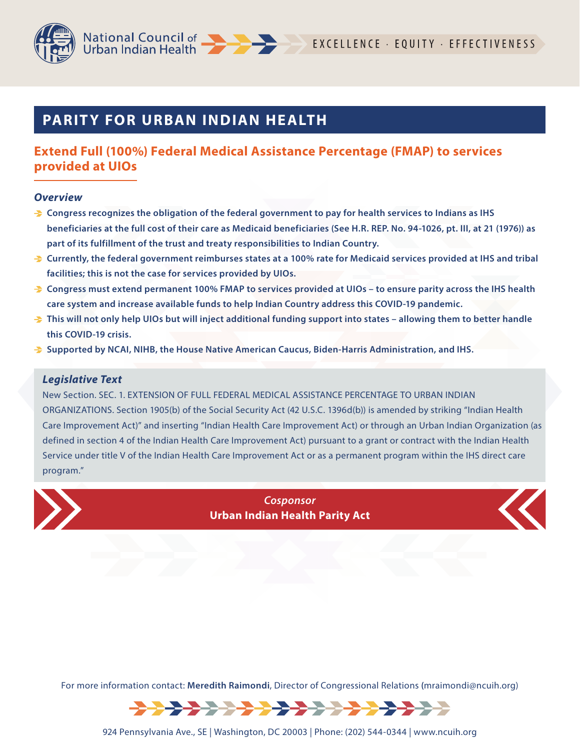# PARITY FOR URBAN INDIAN HEALTH

## Extend Full (100%) Federal Medical Assistance Percentage (FMAP) to services provided at UIOs

### *Overview*

- **Congress recognizes the obligation of the federal government to pay for health services to Indians as IHS beneficiaries at the full cost of their care as Medicaid beneficiaries (See H.R. REP. No. 94-1026, pt. III, at 21 (1976)) as part of its fulfillment of the trust and treaty responsibilities to Indian Country.**
- **Currently, the federal government reimburses states at a 100% rate for Medicaid services provided at IHS and tribal facilities; this is not the case for services provided by UIOs.**
- **Congress must extend permanent 100% FMAP to services provided at UIOs – to ensure parity across the IHS health care system and increase available funds to help Indian Country address this COVID-19 pandemic.**
- **This will not only help UIOs but will inject additional funding support into states – allowing them to better handle this COVID-19 crisis.**
- **Supported by NCAI, NIHB, the House Native American Caucus, Biden-Harris Administration, and IHS.**

### *Legislative Text*

New Section. SEC. 1. EXTENSION OF FULL FEDERAL MEDICAL ASSISTANCE PERCENTAGE TO URBAN INDIAN ORGANIZATIONS. Section 1905(b) of the Social Security Act (42 U.S.C. 1396d(b)) is amended by striking "Indian Health Care Improvement Act)" and inserting "Indian Health Care Improvement Act) or through an Urban Indian Organization (as defined in section 4 of the Indian Health Care Improvement Act) pursuant to a grant or contract with the Indian Health Service under title V of the Indian Health Care Improvement Act or as a permanent program within the IHS direct care program."

*Cosponsor*

**Urban Indian Health Parity Act**

For more information contact: **Meredith Raimondi**, Director of Congressional Relations (mraimondi@ncuih.org)

924 Pennsylvania Ave., SE | Washington, DC 20003 | Phone: (202) 544-0344 | www.ncuih.org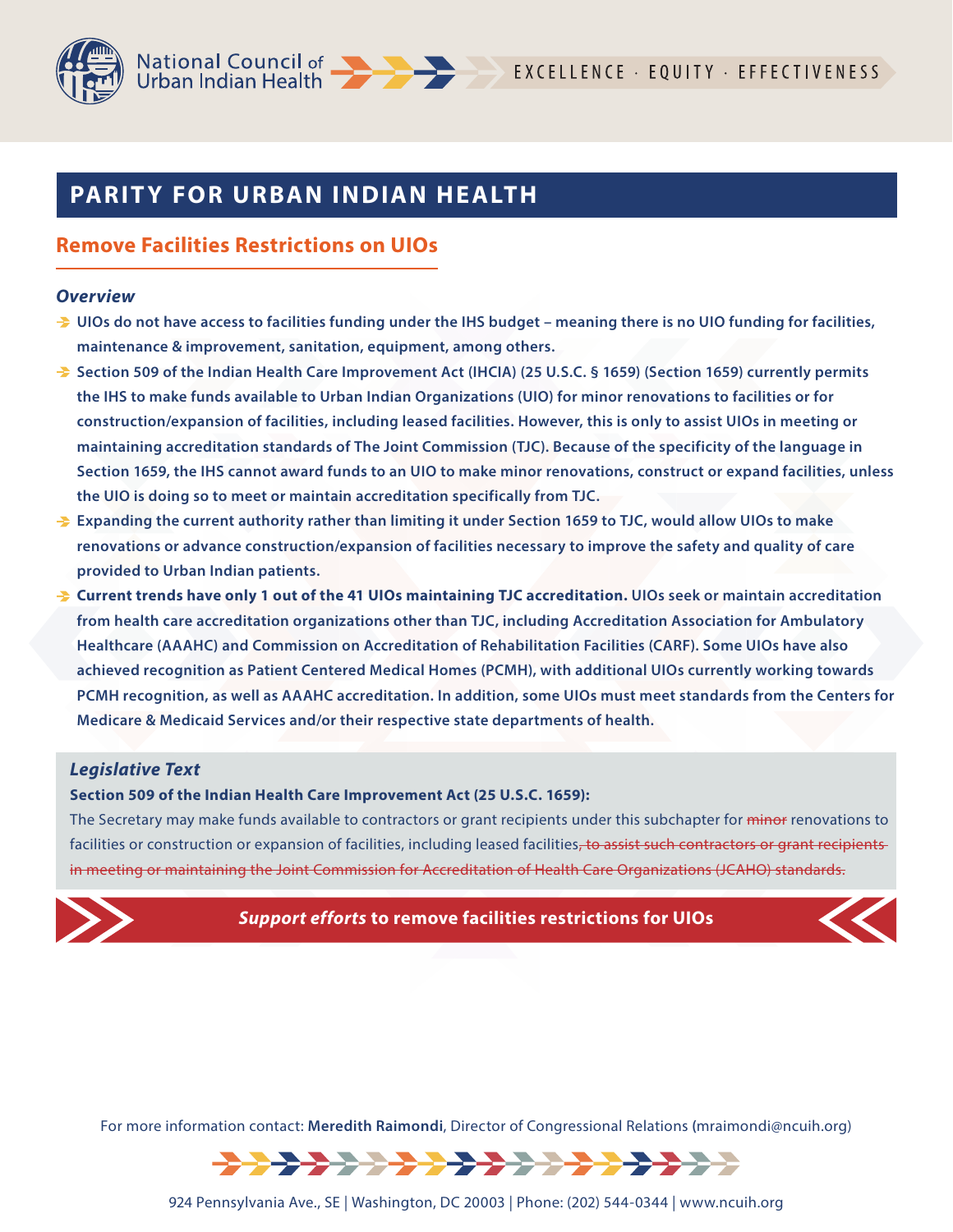National Council of Urban Indian Health

EXCELLENCE · EQUITY · EFFECTIVENESS

# PARITY FOR URBAN INDIAN HEALTH

## Remove Facilities Restrictions on UIOs

### *Overview*

- **UIOs do not have access to facilities funding under the IHS budget – meaning there is no UIO funding for facilities, maintenance & improvement, sanitation, equipment, among others.**
- **Section 509 of the Indian Health Care Improvement Act (IHCIA) (25 U.S.C. § 1659) (Section 1659) currently permits the IHS to make funds available to Urban Indian Organizations (UIO) for minor renovations to facilities or for construction/expansion of facilities, including leased facilities. However, this is only to assist UIOs in meeting or maintaining accreditation standards of The Joint Commission (TJC). Because of the specificity of the language in Section 1659, the IHS cannot award funds to an UIO to make minor renovations, construct or expand facilities, unless the UIO is doing so to meet or maintain accreditation specifically from TJC.**
- **Expanding the current authority rather than limiting it under Section 1659 to TJC, would allow UIOs to make renovations or advance construction/expansion of facilities necessary to improve the safety and quality of care provided to Urban Indian patients.**
- **Current trends have only 1 out of the 41 UIOs maintaining TJC accreditation.** UIOs seek or maintain accreditation from health care accreditation organizations other than TJC, including Accreditation Association for Ambulatory Healthcare (AAAHC) and Commission on Accreditation of Rehabilitation Facilities (CARF). Some UIOs have also achieved recognition as Patient Centered Medical Homes (PCMH), with additional UIOs currently working towards PCMH recognition, as well as AAAHC accreditation. In addition, some UIOs must meet standards from the Centers for Medicare & Medicaid Services and/or their respective state departments of health.

### *Legislative Text*

**Section 509 of the Indian Health Care Improvement Act (25 U.S.C. 1659):**

The Secretary may make funds available to contractors or grant recipients under this subchapter for ~~minor~~ renovations to facilities or construction or expansion of facilities, including leased facilities~~, to assist such contractors or grant recipients in meeting or maintaining the Joint Commission for Accreditation of Health Care Organizations (JCAHO) standards.~~

***Support efforts*** **to remove facilities restrictions for UIOs**

For more information contact: **Meredith Raimondi**, Director of Congressional Relations (mraimondi@ncuih.org)

924 Pennsylvania Ave., SE | Washington, DC 20003 | Phone: (202) 544-0344 | www.ncuih.org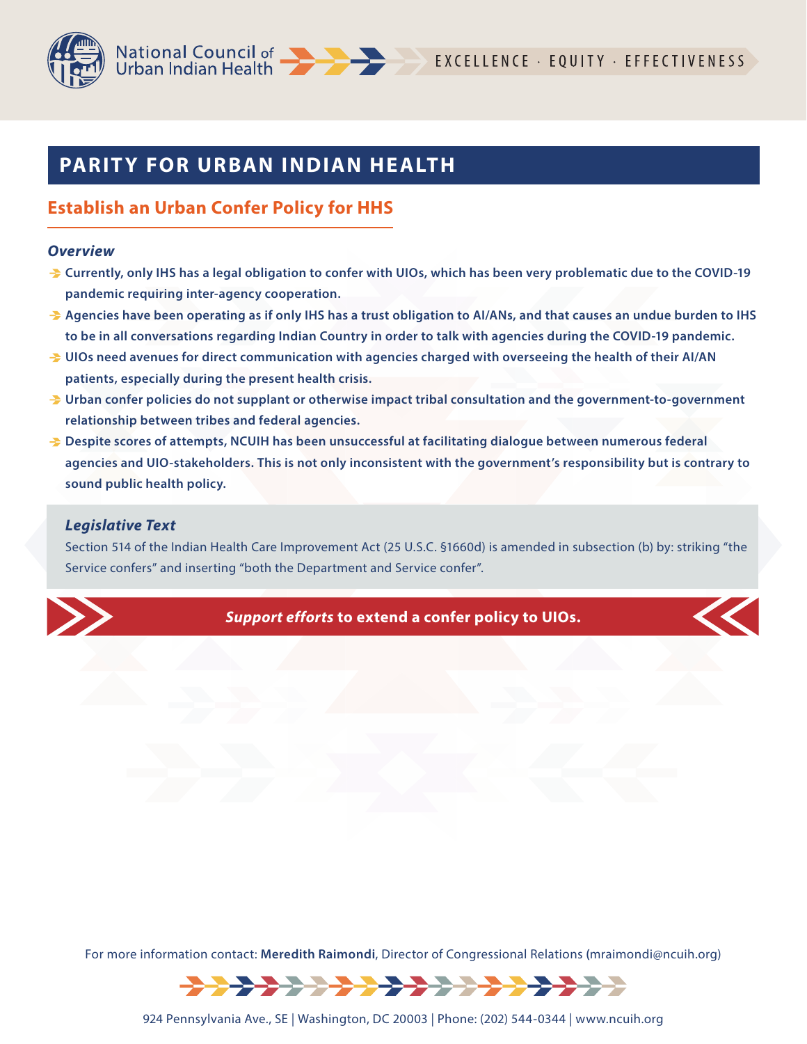National Council of Urban Indian Health

EXCELLENCE · EQUITY · EFFECTIVENESS

# PARITY FOR URBAN INDIAN HEALTH

## Establish an Urban Confer Policy for HHS

### *Overview*

- **Currently, only IHS has a legal obligation to confer with UIOs, which has been very problematic due to the COVID-19 pandemic requiring inter-agency cooperation.**
- **Agencies have been operating as if only IHS has a trust obligation to AI/ANs, and that causes an undue burden to IHS to be in all conversations regarding Indian Country in order to talk with agencies during the COVID-19 pandemic.**
- **UIOs need avenues for direct communication with agencies charged with overseeing the health of their AI/AN patients, especially during the present health crisis.**
- **Urban confer policies do not supplant or otherwise impact tribal consultation and the government-to-government relationship between tribes and federal agencies.**
- **Despite scores of attempts, NCUIH has been unsuccessful at facilitating dialogue between numerous federal agencies and UIO-stakeholders. This is not only inconsistent with the government's responsibility but is contrary to sound public health policy.**

### *Legislative Text*

Section 514 of the Indian Health Care Improvement Act (25 U.S.C. §1660d) is amended in subsection (b) by: striking "the Service confers" and inserting "both the Department and Service confer".

***Support efforts*** **to extend a confer policy to UIOs.**

For more information contact: **Meredith Raimondi**, Director of Congressional Relations (mraimondi@ncuih.org)

924 Pennsylvania Ave., SE | Washington, DC 20003 | Phone: (202) 544-0344 | www.ncuih.org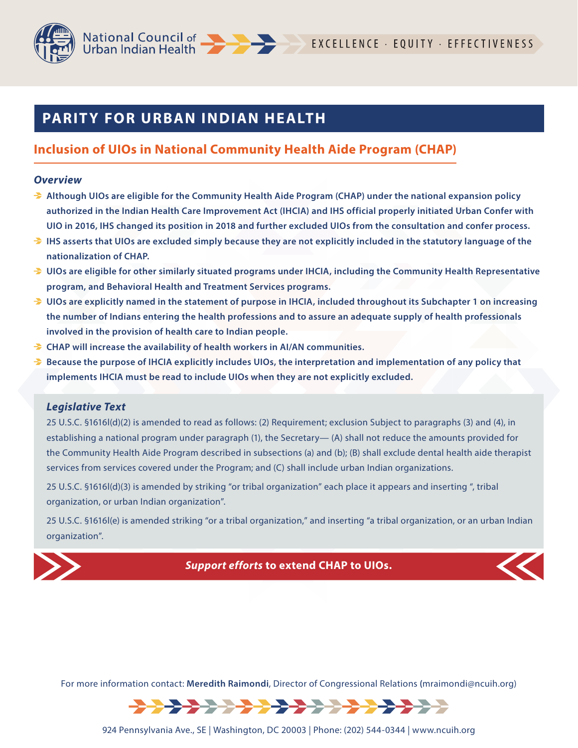National Council of Urban Indian Health

EXCELLENCE · EQUITY · EFFECTIVENESS

# PARITY FOR URBAN INDIAN HEALTH

## Inclusion of UIOs in National Community Health Aide Program (CHAP)

### *Overview*

- **Although UIOs are eligible for the Community Health Aide Program (CHAP) under the national expansion policy authorized in the Indian Health Care Improvement Act (IHCIA) and IHS official properly initiated Urban Confer with UIO in 2016, IHS changed its position in 2018 and further excluded UIOs from the consultation and confer process.**
- **IHS asserts that UIOs are excluded simply because they are not explicitly included in the statutory language of the nationalization of CHAP.**
- **UIOs are eligible for other similarly situated programs under IHCIA, including the Community Health Representative program, and Behavioral Health and Treatment Services programs.**
- **UIOs are explicitly named in the statement of purpose in IHCIA, included throughout its Subchapter 1 on increasing the number of Indians entering the health professions and to assure an adequate supply of health professionals involved in the provision of health care to Indian people.**
- **CHAP will increase the availability of health workers in AI/AN communities.**
- **Because the purpose of IHCIA explicitly includes UIOs, the interpretation and implementation of any policy that implements IHCIA must be read to include UIOs when they are not explicitly excluded.**

### *Legislative Text*

25 U.S.C. §1616l(d)(2) is amended to read as follows: (2) Requirement; exclusion Subject to paragraphs (3) and (4), in establishing a national program under paragraph (1), the Secretary— (A) shall not reduce the amounts provided for the Community Health Aide Program described in subsections (a) and (b); (B) shall exclude dental health aide therapist services from services covered under the Program; and (C) shall include urban Indian organizations.

25 U.S.C. §1616l(d)(3) is amended by striking "or tribal organization" each place it appears and inserting ", tribal organization, or urban Indian organization".

25 U.S.C. §1616l(e) is amended striking "or a tribal organization," and inserting "a tribal organization, or an urban Indian organization".

***Support efforts* to extend CHAP to UIOs.**

For more information contact: **Meredith Raimondi**, Director of Congressional Relations (mraimondi@ncuih.org)

924 Pennsylvania Ave., SE | Washington, DC 20003 | Phone: (202) 544-0344 | www.ncuih.org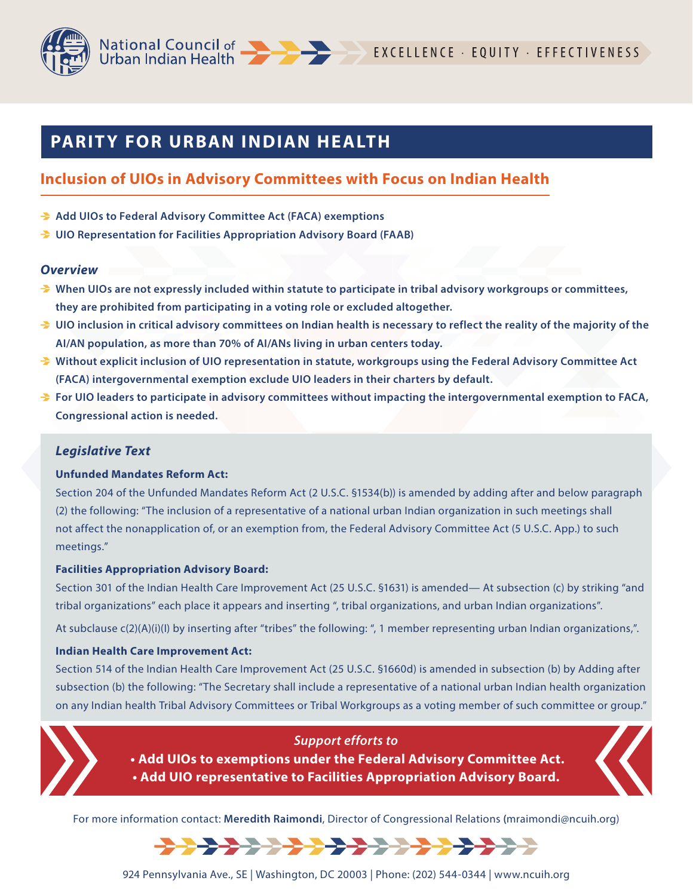National Council of Urban Indian Health

EXCELLENCE · EQUITY · EFFECTIVENESS

# PARITY FOR URBAN INDIAN HEALTH

## Inclusion of UIOs in Advisory Committees with Focus on Indian Health

- **Add UIOs to Federal Advisory Committee Act (FACA) exemptions**
- **UIO Representation for Facilities Appropriation Advisory Board (FAAB)**

### *Overview*

- **When UIOs are not expressly included within statute to participate in tribal advisory workgroups or committees, they are prohibited from participating in a voting role or excluded altogether.**
- **UIO inclusion in critical advisory committees on Indian health is necessary to reflect the reality of the majority of the AI/AN population, as more than 70% of AI/ANs living in urban centers today.**
- **Without explicit inclusion of UIO representation in statute, workgroups using the Federal Advisory Committee Act (FACA) intergovernmental exemption exclude UIO leaders in their charters by default.**
- **For UIO leaders to participate in advisory committees without impacting the intergovernmental exemption to FACA, Congressional action is needed.**

### *Legislative Text*

**Unfunded Mandates Reform Act:**

Section 204 of the Unfunded Mandates Reform Act (2 U.S.C. §1534(b)) is amended by adding after and below paragraph (2) the following: "The inclusion of a representative of a national urban Indian organization in such meetings shall not affect the nonapplication of, or an exemption from, the Federal Advisory Committee Act (5 U.S.C. App.) to such meetings."

**Facilities Appropriation Advisory Board:**

Section 301 of the Indian Health Care Improvement Act (25 U.S.C. §1631) is amended— At subsection (c) by striking "and tribal organizations" each place it appears and inserting ", tribal organizations, and urban Indian organizations".

At subclause c(2)(A)(i)(I) by inserting after "tribes" the following: ", 1 member representing urban Indian organizations,".

**Indian Health Care Improvement Act:**

Section 514 of the Indian Health Care Improvement Act (25 U.S.C. §1660d) is amended in subsection (b) by Adding after subsection (b) the following: "The Secretary shall include a representative of a national urban Indian health organization on any Indian health Tribal Advisory Committees or Tribal Workgroups as a voting member of such committee or group."

*Support efforts to*

- **Add UIOs to exemptions under the Federal Advisory Committee Act.**
- **Add UIO representative to Facilities Appropriation Advisory Board.**

For more information contact: **Meredith Raimondi**, Director of Congressional Relations (mraimondi@ncuih.org)

924 Pennsylvania Ave., SE | Washington, DC 20003 | Phone: (202) 544-0344 | www.ncuih.org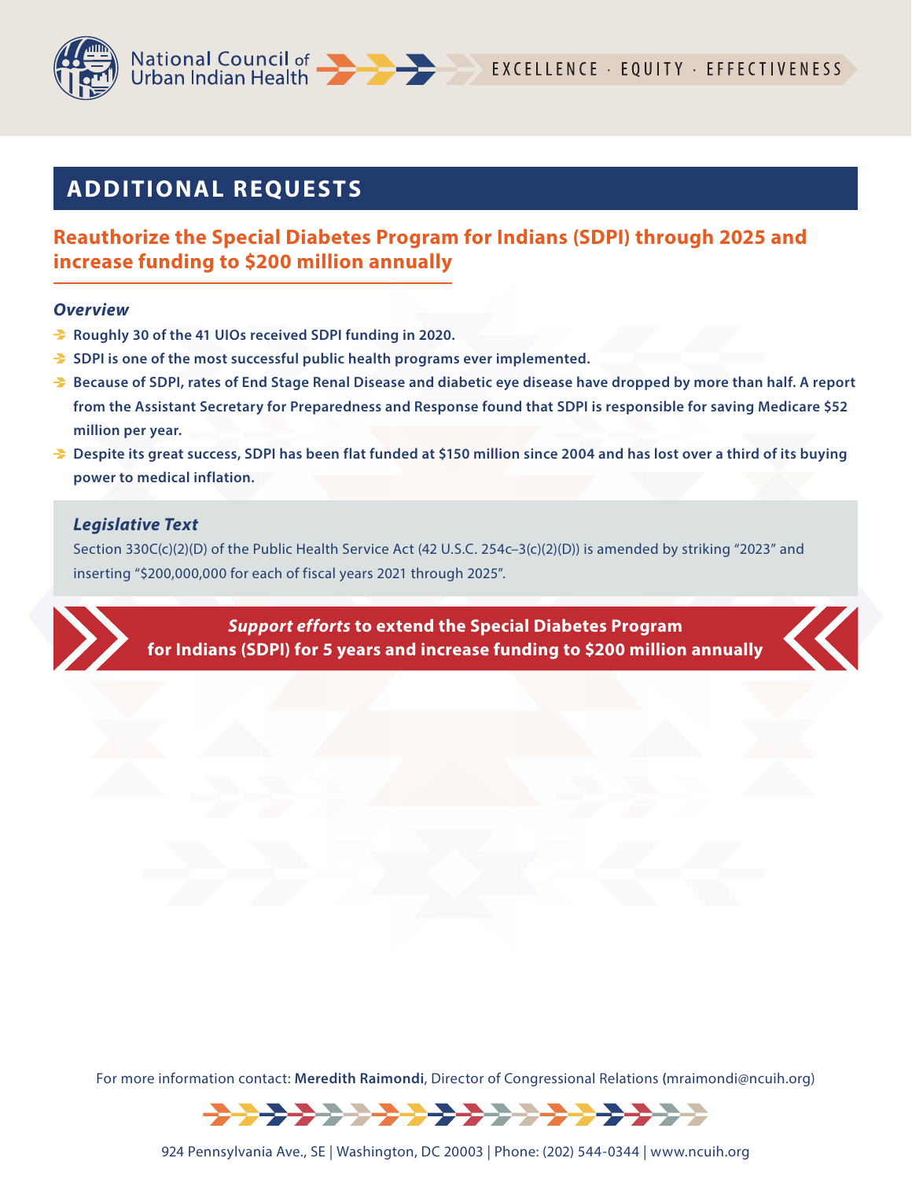## ADDITIONAL REQUESTS

### Reauthorize the Special Diabetes Program for Indians (SDPI) through 2025 and increase funding to $200 million annually

#### *Overview*

- **Roughly 30 of the 41 UIOs received SDPI funding in 2020.**
- **SDPI is one of the most successful public health programs ever implemented.**
- **Because of SDPI, rates of End Stage Renal Disease and diabetic eye disease have dropped by more than half. A report from the Assistant Secretary for Preparedness and Response found that SDPI is responsible for saving Medicare $52 million per year.**
- **Despite its great success, SDPI has been flat funded at $150 million since 2004 and has lost over a third of its buying power to medical inflation.**

#### *Legislative Text*

Section 330C(c)(2)(D) of the Public Health Service Act (42 U.S.C. 254c–3(c)(2)(D)) is amended by striking "2023" and inserting "$200,000,000 for each of fiscal years 2021 through 2025".

***Support efforts*** **to extend the Special Diabetes Program for Indians (SDPI) for 5 years and increase funding to $200 million annually**

For more information contact: **Meredith Raimondi**, Director of Congressional Relations (mraimondi@ncuih.org)

924 Pennsylvania Ave., SE | Washington, DC 20003 | Phone: (202) 544-0344 | www.ncuih.org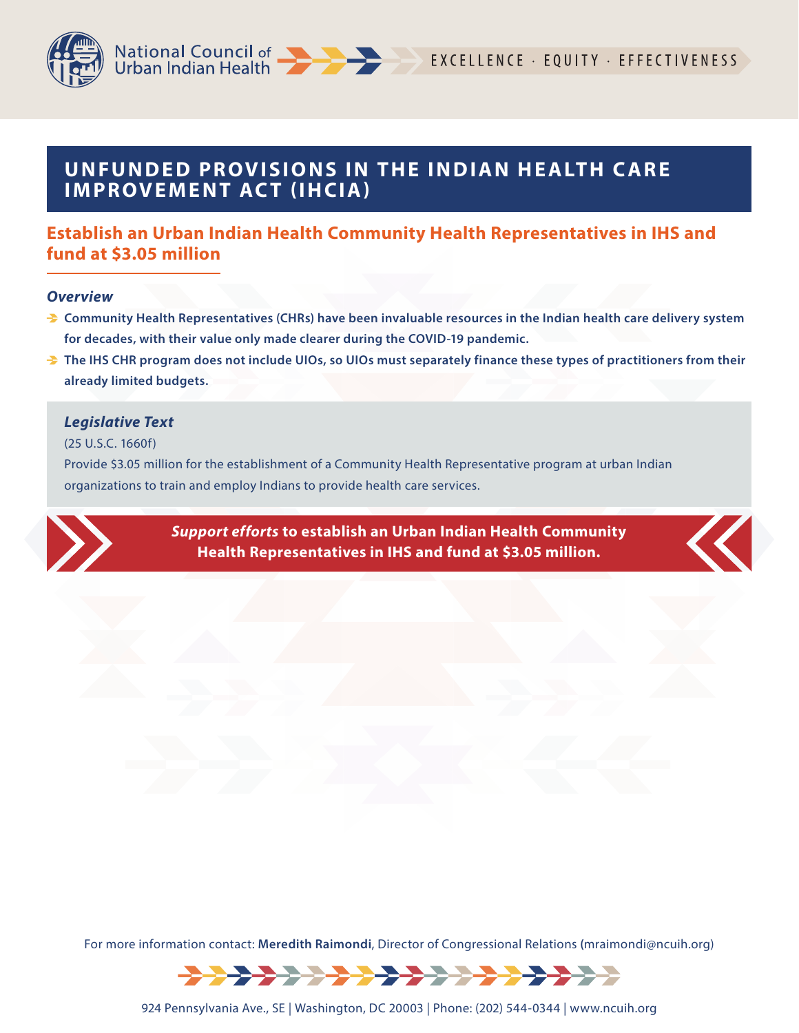National Council of Urban Indian Health

EXCELLENCE · EQUITY · EFFECTIVENESS

# UNFUNDED PROVISIONS IN THE INDIAN HEALTH CARE IMPROVEMENT ACT (IHCIA)

## Establish an Urban Indian Health Community Health Representatives in IHS and fund at $3.05 million

### *Overview*

- **Community Health Representatives (CHRs) have been invaluable resources in the Indian health care delivery system for decades, with their value only made clearer during the COVID-19 pandemic.**
- **The IHS CHR program does not include UIOs, so UIOs must separately finance these types of practitioners from their already limited budgets.**

### *Legislative Text*

(25 U.S.C. 1660f)

Provide $3.05 million for the establishment of a Community Health Representative program at urban Indian organizations to train and employ Indians to provide health care services.

***Support efforts*** **to establish an Urban Indian Health Community Health Representatives in IHS and fund at $3.05 million.**

For more information contact: **Meredith Raimondi**, Director of Congressional Relations (mraimondi@ncuih.org)

924 Pennsylvania Ave., SE | Washington, DC 20003 | Phone: (202) 544-0344 | www.ncuih.org